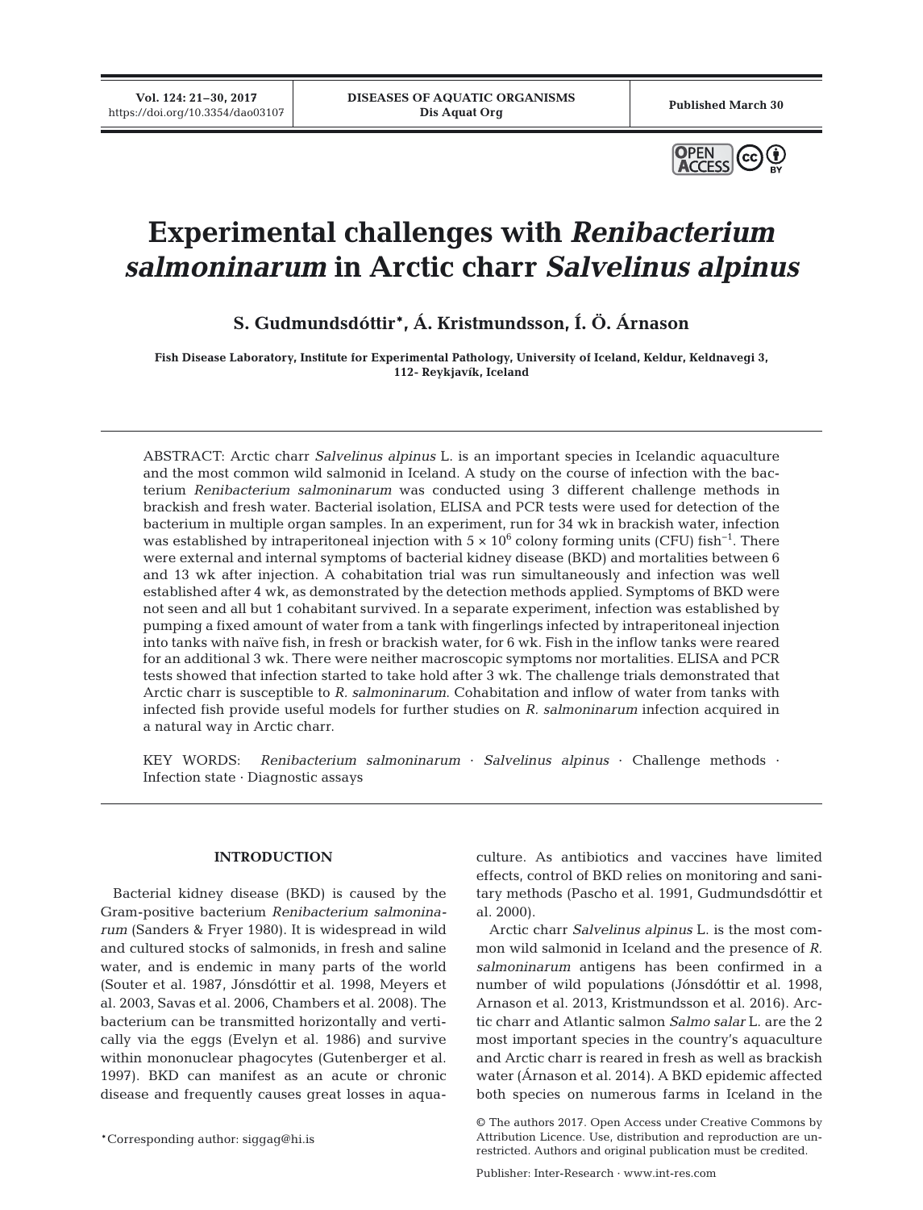# Experimental challenges with *Renibacterium salmoninarum* in Arctic charr *Salvelinus alpinus*

**S. Gudmundsdóttir\*, Á. Kristmundsson, Í. Ö. Árnason**

**Fish Disease Laboratory, Institute for Experimental Pathology, University of Iceland, Keldur, Keldnavegi 3, 112- Reykjavík, Iceland**

ABSTRACT: Arctic charr *Salvelinus alpinus* L. is an important species in Icelandic aquaculture and the most common wild salmonid in Iceland. A study on the course of infection with the bacterium *Renibacterium salmoninarum* was conducted using 3 different challenge methods in brackish and fresh water. Bacterial isolation, ELISA and PCR tests were used for detection of the bacterium in multiple organ samples. In an experiment, run for 34 wk in brackish water, infection was established by intraperitoneal injection with $5 \times 10^6$ colony forming units (CFU) fish$^{-1}$. There were external and internal symptoms of bacterial kidney disease (BKD) and mortalities between 6 and 13 wk after injection. A cohabitation trial was run simultaneously and infection was well established after 4 wk, as demonstrated by the detection methods applied. Symptoms of BKD were not seen and all but 1 cohabitant survived. In a separate experiment, infection was established by pumping a fixed amount of water from a tank with fingerlings infected by intraperitoneal injection into tanks with naïve fish, in fresh or brackish water, for 6 wk. Fish in the inflow tanks were reared for an additional 3 wk. There were neither macroscopic symptoms nor mortalities. ELISA and PCR tests showed that infection started to take hold after 3 wk. The challenge trials demonstrated that Arctic charr is susceptible to *R. salmoninarum*. Cohabitation and inflow of water from tanks with infected fish provide useful models for further studies on *R. salmoninarum* infection acquired in a natural way in Arctic charr.

KEY WORDS: *Renibacterium salmoninarum* · *Salvelinus alpinus* · Challenge methods · Infection state · Diagnostic assays

## INTRODUCTION

Bacterial kidney disease (BKD) is caused by the Gram-positive bacterium *Renibacterium salmoninarum* (Sanders & Fryer 1980). It is widespread in wild and cultured stocks of salmonids, in fresh and saline water, and is endemic in many parts of the world (Souter et al. 1987, Jónsdóttir et al. 1998, Meyers et al. 2003, Savas et al. 2006, Chambers et al. 2008). The bacterium can be transmitted horizontally and vertically via the eggs (Evelyn et al. 1986) and survive within mononuclear phagocytes (Gutenberger et al. 1997). BKD can manifest as an acute or chronic disease and frequently causes great losses in aquaculture. As antibiotics and vaccines have limited effects, control of BKD relies on monitoring and sanitary methods (Pascho et al. 1991, Gudmundsdóttir et al. 2000).

Arctic charr *Salvelinus alpinus* L. is the most common wild salmonid in Iceland and the presence of *R. salmoninarum* antigens has been confirmed in a number of wild populations (Jónsdóttir et al. 1998, Arnason et al. 2013, Kristmundsson et al. 2016). Arctic charr and Atlantic salmon *Salmo salar* L. are the 2 most important species in the country's aquaculture and Arctic charr is reared in fresh as well as brackish water (Árnason et al. 2014). A BKD epidemic affected both species on numerous farms in Iceland in the

\*Corresponding author: siggag@hi.is

© The authors 2017. Open Access under Creative Commons by Attribution Licence. Use, distribution and reproduction are unrestricted. Authors and original publication must be credited.

Publisher: Inter-Research · www.int-res.com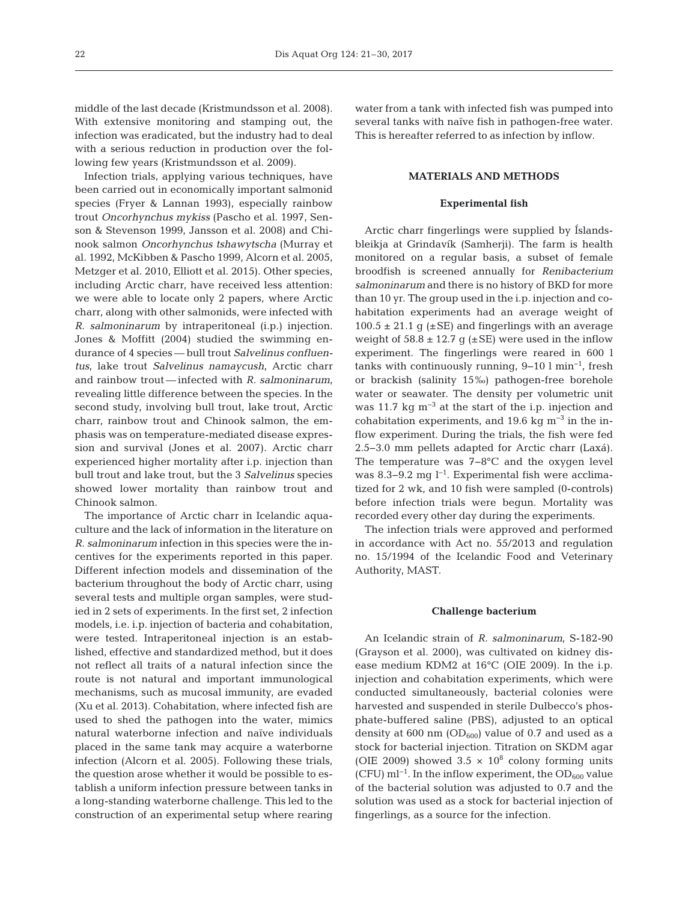middle of the last decade (Kristmundsson et al. 2008). With extensive monitoring and stamping out, the infection was eradicated, but the industry had to deal with a serious reduction in production over the following few years (Kristmundsson et al. 2009).

Infection trials, applying various techniques, have been carried out in economically important salmonid species (Fryer & Lannan 1993), especially rainbow trout *Oncorhynchus mykiss* (Pascho et al. 1997, Senson & Stevenson 1999, Jansson et al. 2008) and Chinook salmon *Oncorhynchus tshawytscha* (Murray et al. 1992, McKibben & Pascho 1999, Alcorn et al. 2005, Metzger et al. 2010, Elliott et al. 2015). Other species, including Arctic charr, have received less attention: we were able to locate only 2 papers, where Arctic charr, along with other salmonids, were infected with *R. salmoninarum* by intraperitoneal (i.p.) injection. Jones & Moffitt (2004) studied the swimming endurance of 4 species — bull trout *Salvelinus confluentus*, lake trout *Salvelinus namaycush*, Arctic charr and rainbow trout — infected with *R. salmoninarum*, revealing little difference between the species. In the second study, involving bull trout, lake trout, Arctic charr, rainbow trout and Chinook salmon, the emphasis was on temperature-mediated disease expression and survival (Jones et al. 2007). Arctic charr experienced higher mortality after i.p. injection than bull trout and lake trout, but the 3 *Salvelinus* species showed lower mortality than rainbow trout and Chinook salmon.

The importance of Arctic charr in Icelandic aquaculture and the lack of information in the literature on *R. salmoninarum* infection in this species were the incentives for the experiments reported in this paper. Different infection models and dissemination of the bacterium throughout the body of Arctic charr, using several tests and multiple organ samples, were studied in 2 sets of experiments. In the first set, 2 infection models, i.e. i.p. injection of bacteria and cohabitation, were tested. Intraperitoneal injection is an established, effective and standardized method, but it does not reflect all traits of a natural infection since the route is not natural and important immunological mechanisms, such as mucosal immunity, are evaded (Xu et al. 2013). Cohabitation, where infected fish are used to shed the pathogen into the water, mimics natural waterborne infection and naïve individuals placed in the same tank may acquire a waterborne infection (Alcorn et al. 2005). Following these trials, the question arose whether it would be possible to establish a uniform infection pressure between tanks in a long-standing waterborne challenge. This led to the construction of an experimental setup where rearing water from a tank with infected fish was pumped into several tanks with naïve fish in pathogen-free water. This is hereafter referred to as infection by inflow.

## MATERIALS AND METHODS

### Experimental fish

Arctic charr fingerlings were supplied by Íslandsbleikja at Grindavík (Samherji). The farm is health monitored on a regular basis, a subset of female broodfish is screened annually for *Renibacterium salmoninarum* and there is no history of BKD for more than 10 yr. The group used in the i.p. injection and cohabitation experiments had an average weight of $100.5 \pm 21.1$ g ($\pm$SE) and fingerlings with an average weight of $58.8 \pm 12.7$ g ($\pm$SE) were used in the inflow experiment. The fingerlings were reared in 600 l tanks with continuously running, 9–10 l $min^{-1}$, fresh or brackish (salinity 15‰) pathogen-free borehole water or seawater. The density per volumetric unit was 11.7 kg $m^{-3}$ at the start of the i.p. injection and cohabitation experiments, and 19.6 kg $m^{-3}$ in the inflow experiment. During the trials, the fish were fed 2.5–3.0 mm pellets adapted for Arctic charr (Laxá). The temperature was 7–8°C and the oxygen level was 8.3–9.2 mg $l^{-1}$. Experimental fish were acclimatized for 2 wk, and 10 fish were sampled (0-controls) before infection trials were begun. Mortality was recorded every other day during the experiments.

The infection trials were approved and performed in accordance with Act no. 55/2013 and regulation no. 15/1994 of the Icelandic Food and Veterinary Authority, MAST.

### Challenge bacterium

An Icelandic strain of *R. salmoninarum*, S-182-90 (Grayson et al. 2000), was cultivated on kidney disease medium KDM2 at 16°C (OIE 2009). In the i.p. injection and cohabitation experiments, which were conducted simultaneously, bacterial colonies were harvested and suspended in sterile Dulbecco's phosphate-buffered saline (PBS), adjusted to an optical density at 600 nm ($OD_{600}$) value of 0.7 and used as a stock for bacterial injection. Titration on SKDM agar (OIE 2009) showed $3.5 \times 10^8$ colony forming units (CFU) $ml^{-1}$. In the inflow experiment, the $OD_{600}$ value of the bacterial solution was adjusted to 0.7 and the solution was used as a stock for bacterial injection of fingerlings, as a source for the infection.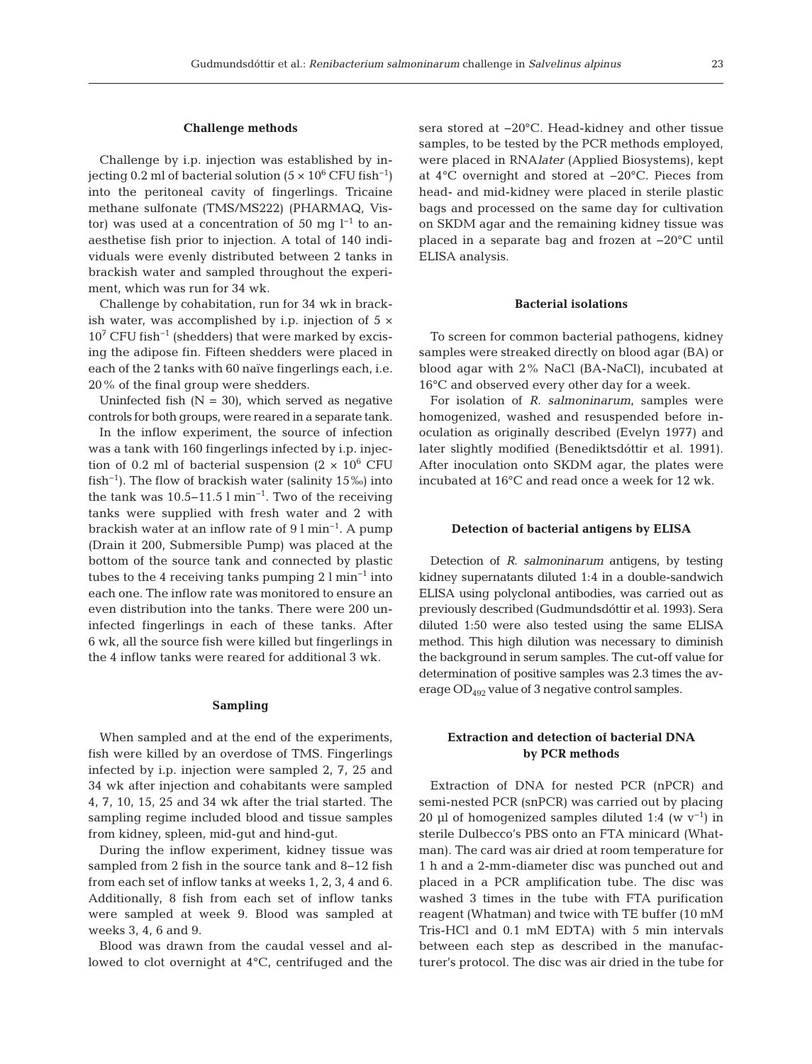### Challenge methods

Challenge by i.p. injection was established by injecting 0.2 ml of bacterial solution ($5 \times 10^6$ CFU fish$^{-1}$) into the peritoneal cavity of fingerlings. Tricaine methane sulfonate (TMS/MS222) (PHARMAQ, Vistor) was used at a concentration of 50 mg l$^{-1}$ to anaesthetise fish prior to injection. A total of 140 individuals were evenly distributed between 2 tanks in brackish water and sampled throughout the experiment, which was run for 34 wk.

Challenge by cohabitation, run for 34 wk in brackish water, was accomplished by i.p. injection of $5 \times 10^7$ CFU fish$^{-1}$ (shedders) that were marked by excising the adipose fin. Fifteen shedders were placed in each of the 2 tanks with 60 naïve fingerlings each, i.e. 20% of the final group were shedders.

Uninfected fish (N = 30), which served as negative controls for both groups, were reared in a separate tank.

In the inflow experiment, the source of infection was a tank with 160 fingerlings infected by i.p. injection of 0.2 ml of bacterial suspension ($2 \times 10^6$ CFU fish$^{-1}$). The flow of brackish water (salinity 15‰) into the tank was 10.5–11.5 l min$^{-1}$. Two of the receiving tanks were supplied with fresh water and 2 with brackish water at an inflow rate of 9 l min$^{-1}$. A pump (Drain it 200, Submersible Pump) was placed at the bottom of the source tank and connected by plastic tubes to the 4 receiving tanks pumping 2 l min$^{-1}$ into each one. The inflow rate was monitored to ensure an even distribution into the tanks. There were 200 uninfected fingerlings in each of these tanks. After 6 wk, all the source fish were killed but fingerlings in the 4 inflow tanks were reared for additional 3 wk.

### Sampling

When sampled and at the end of the experiments, fish were killed by an overdose of TMS. Fingerlings infected by i.p. injection were sampled 2, 7, 25 and 34 wk after injection and cohabitants were sampled 4, 7, 10, 15, 25 and 34 wk after the trial started. The sampling regime included blood and tissue samples from kidney, spleen, mid-gut and hind-gut.

During the inflow experiment, kidney tissue was sampled from 2 fish in the source tank and 8–12 fish from each set of inflow tanks at weeks 1, 2, 3, 4 and 6. Additionally, 8 fish from each set of inflow tanks were sampled at week 9. Blood was sampled at weeks 3, 4, 6 and 9.

Blood was drawn from the caudal vessel and allowed to clot overnight at 4°C, centrifuged and the sera stored at −20°C. Head-kidney and other tissue samples, to be tested by the PCR methods employed, were placed in RNA*later* (Applied Biosystems), kept at 4°C overnight and stored at −20°C. Pieces from head- and mid-kidney were placed in sterile plastic bags and processed on the same day for cultivation on SKDM agar and the remaining kidney tissue was placed in a separate bag and frozen at −20°C until ELISA analysis.

### Bacterial isolations

To screen for common bacterial pathogens, kidney samples were streaked directly on blood agar (BA) or blood agar with 2% NaCl (BA-NaCl), incubated at 16°C and observed every other day for a week.

For isolation of *R. salmoninarum*, samples were homogenized, washed and resuspended before inoculation as originally described (Evelyn 1977) and later slightly modified (Benediktsdóttir et al. 1991). After inoculation onto SKDM agar, the plates were incubated at 16°C and read once a week for 12 wk.

### Detection of bacterial antigens by ELISA

Detection of *R. salmoninarum* antigens, by testing kidney supernatants diluted 1:4 in a double-sandwich ELISA using polyclonal antibodies, was carried out as previously described (Gudmundsdóttir et al. 1993). Sera diluted 1:50 were also tested using the same ELISA method. This high dilution was necessary to diminish the background in serum samples. The cut-off value for determination of positive samples was 2.3 times the average $OD_{492}$ value of 3 negative control samples.

### Extraction and detection of bacterial DNA by PCR methods

Extraction of DNA for nested PCR (nPCR) and semi-nested PCR (snPCR) was carried out by placing 20 µl of homogenized samples diluted 1:4 (w v$^{-1}$) in sterile Dulbecco's PBS onto an FTA minicard (Whatman). The card was air dried at room temperature for 1 h and a 2-mm-diameter disc was punched out and placed in a PCR amplification tube. The disc was washed 3 times in the tube with FTA purification reagent (Whatman) and twice with TE buffer (10 mM Tris-HCl and 0.1 mM EDTA) with 5 min intervals between each step as described in the manufacturer's protocol. The disc was air dried in the tube for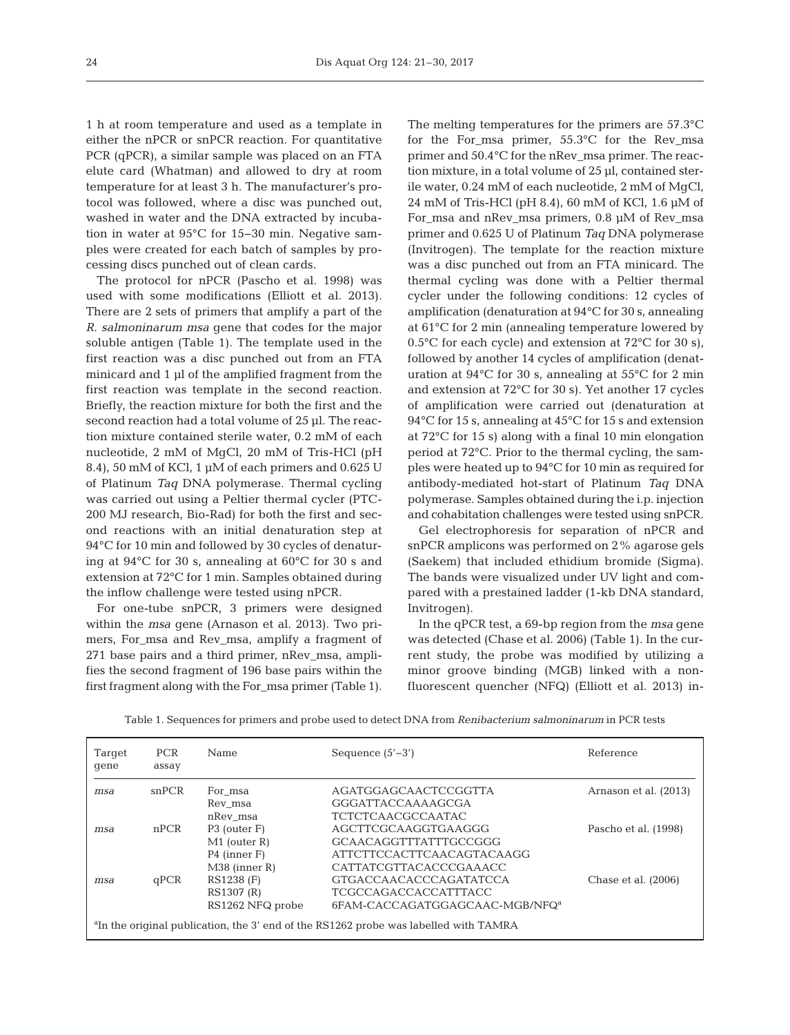1 h at room temperature and used as a template in either the nPCR or snPCR reaction. For quantitative PCR (qPCR), a similar sample was placed on an FTA elute card (Whatman) and allowed to dry at room temperature for at least 3 h. The manufacturer's protocol was followed, where a disc was punched out, washed in water and the DNA extracted by incubation in water at 95°C for 15–30 min. Negative samples were created for each batch of samples by processing discs punched out of clean cards.

The protocol for nPCR (Pascho et al. 1998) was used with some modifications (Elliott et al. 2013). There are 2 sets of primers that amplify a part of the *R. salmoninarum msa* gene that codes for the major soluble antigen (Table 1). The template used in the first reaction was a disc punched out from an FTA minicard and 1 µl of the amplified fragment from the first reaction was template in the second reaction. Briefly, the reaction mixture for both the first and the second reaction had a total volume of 25 µl. The reaction mixture contained sterile water, 0.2 mM of each nucleotide, 2 mM of MgCl, 20 mM of Tris-HCl (pH 8.4), 50 mM of KCl, 1 µM of each primers and 0.625 U of Platinum *Taq* DNA polymerase. Thermal cycling was carried out using a Peltier thermal cycler (PTC-200 MJ research, Bio-Rad) for both the first and second reactions with an initial denaturation step at 94°C for 10 min and followed by 30 cycles of denaturing at 94°C for 30 s, annealing at 60°C for 30 s and extension at 72°C for 1 min. Samples obtained during the inflow challenge were tested using nPCR.

For one-tube snPCR, 3 primers were designed within the *msa* gene (Arnason et al. 2013). Two primers, For_msa and Rev_msa, amplify a fragment of 271 base pairs and a third primer, nRev_msa, amplifies the second fragment of 196 base pairs within the first fragment along with the For_msa primer (Table 1). The melting temperatures for the primers are 57.3°C for the For_msa primer, 55.3°C for the Rev_msa primer and 50.4°C for the nRev_msa primer. The reaction mixture, in a total volume of 25 µl, contained sterile water, 0.24 mM of each nucleotide, 2 mM of MgCl, 24 mM of Tris-HCl (pH 8.4), 60 mM of KCl, 1.6 µM of For_msa and nRev_msa primers, 0.8 µM of Rev_msa primer and 0.625 U of Platinum *Taq* DNA polymerase (Invitrogen). The template for the reaction mixture was a disc punched out from an FTA minicard. The thermal cycling was done with a Peltier thermal cycler under the following conditions: 12 cycles of amplification (denaturation at 94°C for 30 s, annealing at 61°C for 2 min (annealing temperature lowered by 0.5°C for each cycle) and extension at 72°C for 30 s), followed by another 14 cycles of amplification (denaturation at 94°C for 30 s, annealing at 55°C for 2 min and extension at 72°C for 30 s). Yet another 17 cycles of amplification were carried out (denaturation at 94°C for 15 s, annealing at 45°C for 15 s and extension at 72°C for 15 s) along with a final 10 min elongation period at 72°C. Prior to the thermal cycling, the samples were heated up to 94°C for 10 min as required for antibody-mediated hot-start of Platinum *Taq* DNA polymerase. Samples obtained during the i.p. injection and cohabitation challenges were tested using snPCR.

Gel electrophoresis for separation of nPCR and snPCR amplicons was performed on 2% agarose gels (Saekem) that included ethidium bromide (Sigma). The bands were visualized under UV light and compared with a prestained ladder (1-kb DNA standard, Invitrogen).

In the qPCR test, a 69-bp region from the *msa* gene was detected (Chase et al. 2006) (Table 1). In the current study, the probe was modified by utilizing a minor groove binding (MGB) linked with a non-fluorescent quencher (NFQ) (Elliott et al. 2013) in-

Table 1. Sequences for primers and probe used to detect DNA from *Renibacterium salmoninarum* in PCR tests

| Target gene | PCR assay | Name | Sequence (5'–3') | Reference |
|---|---|---|---|---|
| *msa* | snPCR | For_msa | AGATGGAGCAACTCCGGTTA | Arnason et al. (2013) |
| | | Rev_msa | GGGATTACCAAAAGCGA | |
| | | nRev_msa | TCTCTCAACGCCAATAC | |
| *msa* | nPCR | P3 (outer F) | AGCTTCGCAAGGTGAAGGG | Pascho et al. (1998) |
| | | M1 (outer R) | GCAACAGGTTTATTTGCCGGG | |
| | | P4 (inner F) | ATTCTTCCACTTCAACAGTACAAGG | |
| | | M38 (inner R) | CATTATCGTTACACCCGAAACC | |
| *msa* | qPCR | RS1238 (F) | GTGACCAACACCCAGATATCCA | Chase et al. (2006) |
| | | RS1307 (R) | TCGCCAGACCACCATTTACC | |
| | | RS1262 NFQ probe | 6FAM-CACCAGATGGAGCAAC-MGB/NFQ[a] | |

[a]In the original publication, the 3' end of the RS1262 probe was labelled with TAMRA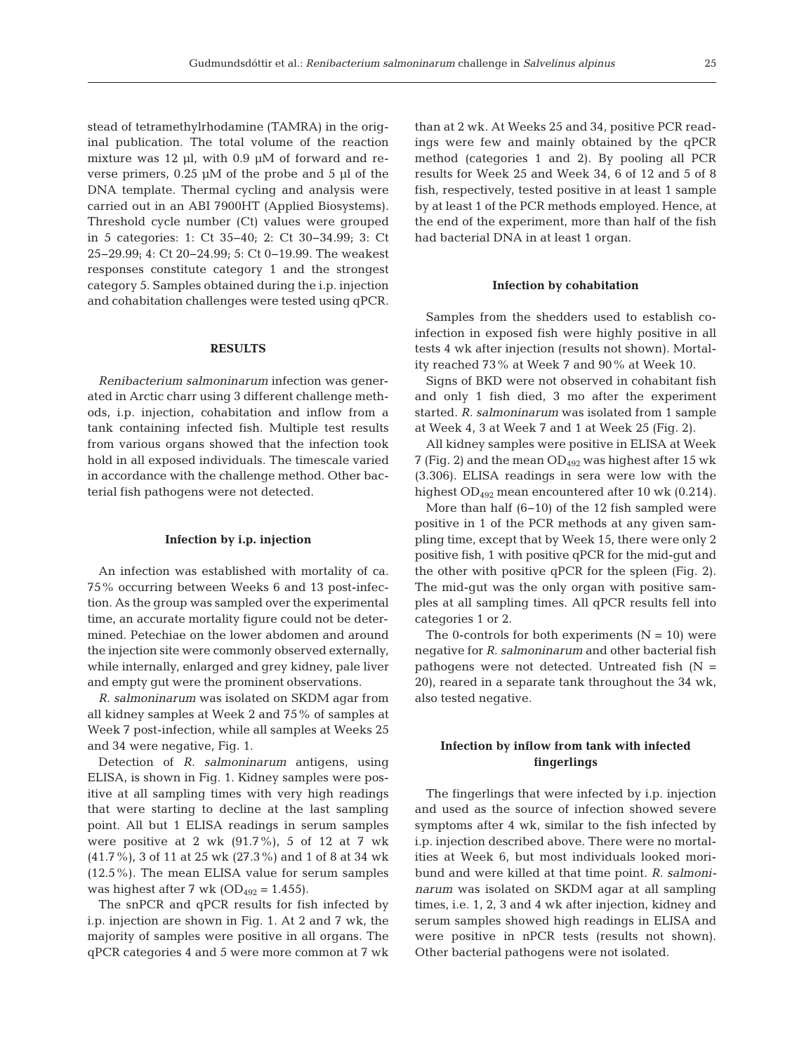stead of tetramethylrhodamine (TAMRA) in the original publication. The total volume of the reaction mixture was 12 µl, with 0.9 µM of forward and reverse primers, 0.25 µM of the probe and 5 µl of the DNA template. Thermal cycling and analysis were carried out in an ABI 7900HT (Applied Biosystems). Threshold cycle number (Ct) values were grouped in 5 categories: 1: Ct 35–40; 2: Ct 30–34.99; 3: Ct 25–29.99; 4: Ct 20–24.99; 5: Ct 0–19.99. The weakest responses constitute category 1 and the strongest category 5. Samples obtained during the i.p. injection and cohabitation challenges were tested using qPCR.

## RESULTS

*Renibacterium salmoninarum* infection was generated in Arctic charr using 3 different challenge methods, i.p. injection, cohabitation and inflow from a tank containing infected fish. Multiple test results from various organs showed that the infection took hold in all exposed individuals. The timescale varied in accordance with the challenge method. Other bacterial fish pathogens were not detected.

### Infection by i.p. injection

An infection was established with mortality of ca. 75% occurring between Weeks 6 and 13 post-infection. As the group was sampled over the experimental time, an accurate mortality figure could not be determined. Petechiae on the lower abdomen and around the injection site were commonly observed externally, while internally, enlarged and grey kidney, pale liver and empty gut were the prominent observations.

*R. salmoninarum* was isolated on SKDM agar from all kidney samples at Week 2 and 75% of samples at Week 7 post-infection, while all samples at Weeks 25 and 34 were negative, Fig. 1.

Detection of *R. salmoninarum* antigens, using ELISA, is shown in Fig. 1. Kidney samples were positive at all sampling times with very high readings that were starting to decline at the last sampling point. All but 1 ELISA readings in serum samples were positive at 2 wk (91.7%), 5 of 12 at 7 wk (41.7%), 3 of 11 at 25 wk (27.3%) and 1 of 8 at 34 wk (12.5%). The mean ELISA value for serum samples was highest after 7 wk ($OD_{492}$ = 1.455).

The snPCR and qPCR results for fish infected by i.p. injection are shown in Fig. 1. At 2 and 7 wk, the majority of samples were positive in all organs. The qPCR categories 4 and 5 were more common at 7 wk than at 2 wk. At Weeks 25 and 34, positive PCR readings were few and mainly obtained by the qPCR method (categories 1 and 2). By pooling all PCR results for Week 25 and Week 34, 6 of 12 and 5 of 8 fish, respectively, tested positive in at least 1 sample by at least 1 of the PCR methods employed. Hence, at the end of the experiment, more than half of the fish had bacterial DNA in at least 1 organ.

### Infection by cohabitation

Samples from the shedders used to establish co-infection in exposed fish were highly positive in all tests 4 wk after injection (results not shown). Mortality reached 73% at Week 7 and 90% at Week 10.

Signs of BKD were not observed in cohabitant fish and only 1 fish died, 3 mo after the experiment started. *R. salmoninarum* was isolated from 1 sample at Week 4, 3 at Week 7 and 1 at Week 25 (Fig. 2).

All kidney samples were positive in ELISA at Week 7 (Fig. 2) and the mean $OD_{492}$ was highest after 15 wk (3.306). ELISA readings in sera were low with the highest $OD_{492}$ mean encountered after 10 wk (0.214).

More than half (6–10) of the 12 fish sampled were positive in 1 of the PCR methods at any given sampling time, except that by Week 15, there were only 2 positive fish, 1 with positive qPCR for the mid-gut and the other with positive qPCR for the spleen (Fig. 2). The mid-gut was the only organ with positive samples at all sampling times. All qPCR results fell into categories 1 or 2.

The 0-controls for both experiments (N = 10) were negative for *R. salmoninarum* and other bacterial fish pathogens were not detected. Untreated fish (N = 20), reared in a separate tank throughout the 34 wk, also tested negative.

### Infection by inflow from tank with infected fingerlings

The fingerlings that were infected by i.p. injection and used as the source of infection showed severe symptoms after 4 wk, similar to the fish infected by i.p. injection described above. There were no mortalities at Week 6, but most individuals looked moribund and were killed at that time point. *R. salmoninarum* was isolated on SKDM agar at all sampling times, i.e. 1, 2, 3 and 4 wk after injection, kidney and serum samples showed high readings in ELISA and were positive in nPCR tests (results not shown). Other bacterial pathogens were not isolated.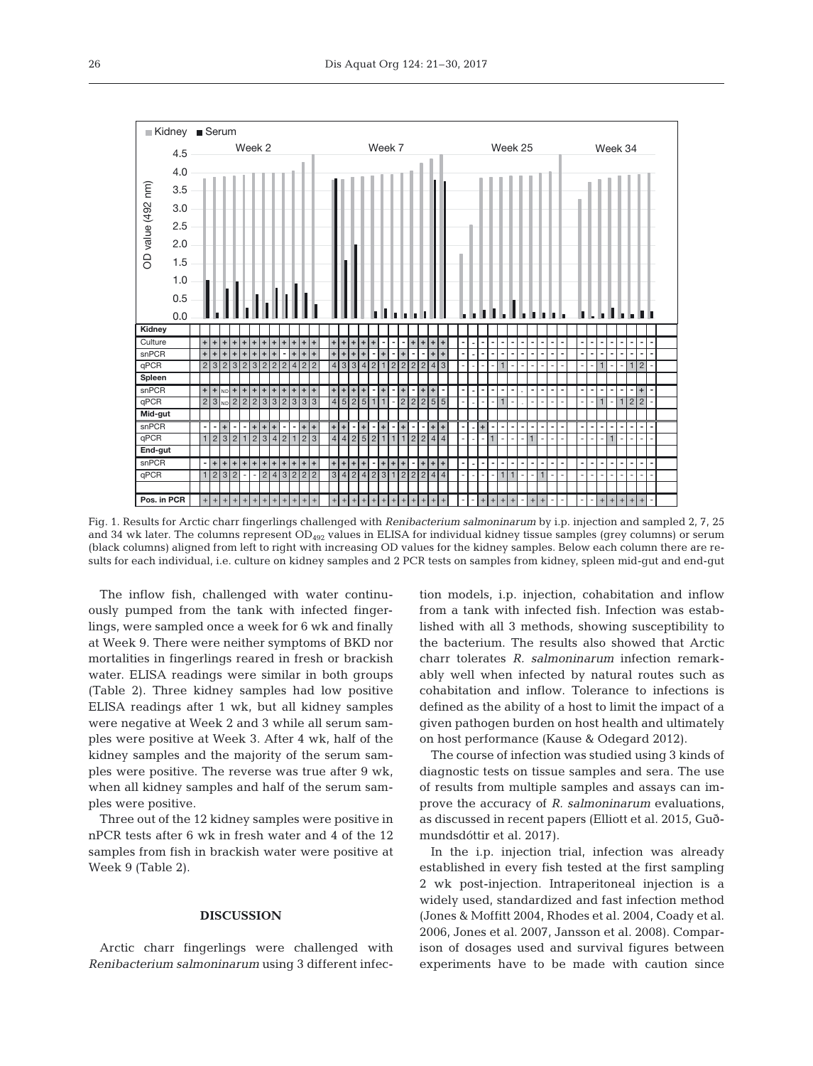Fig. 1. Results for Arctic charr fingerlings challenged with *Renibacterium salmoninarum* by i.p. injection and sampled 2, 7, 25 and 34 wk later. The columns represent $OD_{492}$ values in ELISA for individual kidney tissue samples (grey columns) or serum (black columns) aligned from left to right with increasing OD values for the kidney samples. Below each column there are results for each individual, i.e. culture on kidney samples and 2 PCR tests on samples from kidney, spleen mid-gut and end-gut

The inflow fish, challenged with water continuously pumped from the tank with infected fingerlings, were sampled once a week for 6 wk and finally at Week 9. There were neither symptoms of BKD nor mortalities in fingerlings reared in fresh or brackish water. ELISA readings were similar in both groups (Table 2). Three kidney samples had low positive ELISA readings after 1 wk, but all kidney samples were negative at Week 2 and 3 while all serum samples were positive at Week 3. After 4 wk, half of the kidney samples and the majority of the serum samples were positive. The reverse was true after 9 wk, when all kidney samples and half of the serum samples were positive.

Three out of the 12 kidney samples were positive in nPCR tests after 6 wk in fresh water and 4 of the 12 samples from fish in brackish water were positive at Week 9 (Table 2).

## DISCUSSION

Arctic charr fingerlings were challenged with *Renibacterium salmoninarum* using 3 different infection models, i.p. injection, cohabitation and inflow from a tank with infected fish. Infection was established with all 3 methods, showing susceptibility to the bacterium. The results also showed that Arctic charr tolerates *R. salmoninarum* infection remarkably well when infected by natural routes such as cohabitation and inflow. Tolerance to infections is defined as the ability of a host to limit the impact of a given pathogen burden on host health and ultimately on host performance (Kause & Odegard 2012).

The course of infection was studied using 3 kinds of diagnostic tests on tissue samples and sera. The use of results from multiple samples and assays can improve the accuracy of *R. salmoninarum* evaluations, as discussed in recent papers (Elliott et al. 2015, Guðmundsdóttir et al. 2017).

In the i.p. injection trial, infection was already established in every fish tested at the first sampling 2 wk post-injection. Intraperitoneal injection is a widely used, standardized and fast infection method (Jones & Moffitt 2004, Rhodes et al. 2004, Coady et al. 2006, Jones et al. 2007, Jansson et al. 2008). Comparison of dosages used and survival figures between experiments have to be made with caution since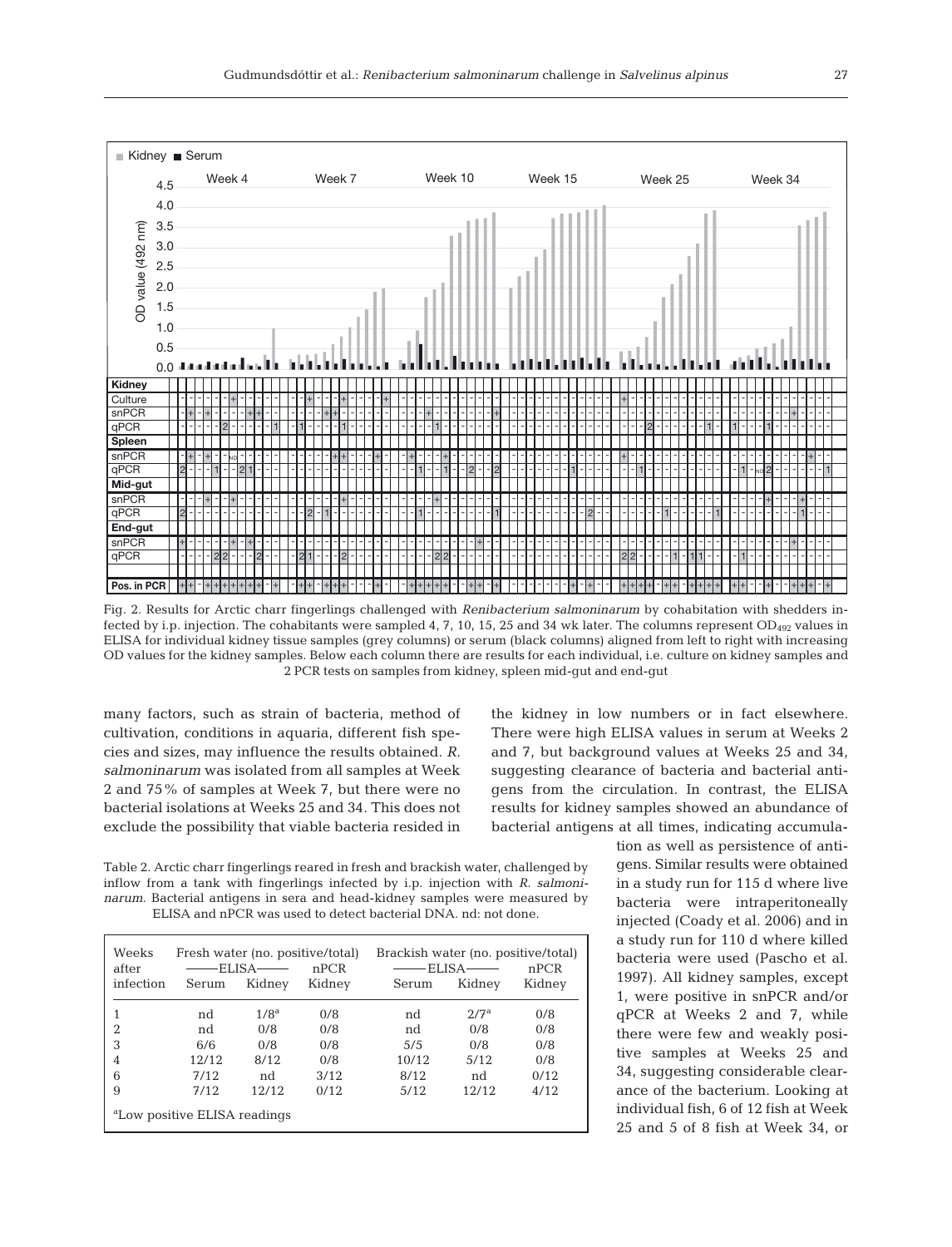Fig. 2. Results for Arctic charr fingerlings challenged with *Renibacterium salmoninarum* by cohabitation with shedders infected by i.p. injection. The cohabitants were sampled 4, 7, 10, 15, 25 and 34 wk later. The columns represent $OD_{492}$ values in ELISA for individual kidney tissue samples (grey columns) or serum (black columns) aligned from left to right with increasing OD values for the kidney samples. Below each column there are results for each individual, i.e. culture on kidney samples and 2 PCR tests on samples from kidney, spleen mid-gut and end-gut

many factors, such as strain of bacteria, method of cultivation, conditions in aquaria, different fish species and sizes, may influence the results obtained. *R. salmoninarum* was isolated from all samples at Week 2 and 75% of samples at Week 7, but there were no bacterial isolations at Weeks 25 and 34. This does not exclude the possibility that viable bacteria resided in the kidney in low numbers or in fact elsewhere. There were high ELISA values in serum at Weeks 2 and 7, but background values at Weeks 25 and 34, suggesting clearance of bacteria and bacterial antigens from the circulation. In contrast, the ELISA results for kidney samples showed an abundance of bacterial antigens at all times, indicating accumulation as well as persistence of antigens. Similar results were obtained in a study run for 115 d where live bacteria were intraperitoneally injected (Coady et al. 2006) and in a study run for 110 d where killed bacteria were used (Pascho et al. 1997). All kidney samples, except 1, were positive in snPCR and/or qPCR at Weeks 2 and 7, while there were few and weakly positive samples at Weeks 25 and 34, suggesting considerable clearance of the bacterium. Looking at individual fish, 6 of 12 fish at Week 25 and 5 of 8 fish at Week 34, or

Table 2. Arctic charr fingerlings reared in fresh and brackish water, challenged by inflow from a tank with fingerlings infected by i.p. injection with *R. salmoninarum*. Bacterial antigens in sera and head-kidney samples were measured by ELISA and nPCR was used to detect bacterial DNA. nd: not done.

| Weeks after infection | Fresh water (no. positive/total) | | | Brackish water (no. positive/total) | | |
|---|---|---|---|---|---|---|
| | ELISA | | nPCR | ELISA | | nPCR |
| | Serum | Kidney | Kidney | Serum | Kidney | Kidney |
| 1 | nd | 1/8[a] | 0/8 | nd | 2/7[a] | 0/8 |
| 2 | nd | 0/8 | 0/8 | nd | 0/8 | 0/8 |
| 3 | 6/6 | 0/8 | 0/8 | 5/5 | 0/8 | 0/8 |
| 4 | 12/12 | 8/12 | 0/8 | 10/12 | 5/12 | 0/8 |
| 6 | 7/12 | nd | 3/12 | 8/12 | nd | 0/12 |
| 9 | 7/12 | 12/12 | 0/12 | 5/12 | 12/12 | 4/12 |

[a]Low positive ELISA readings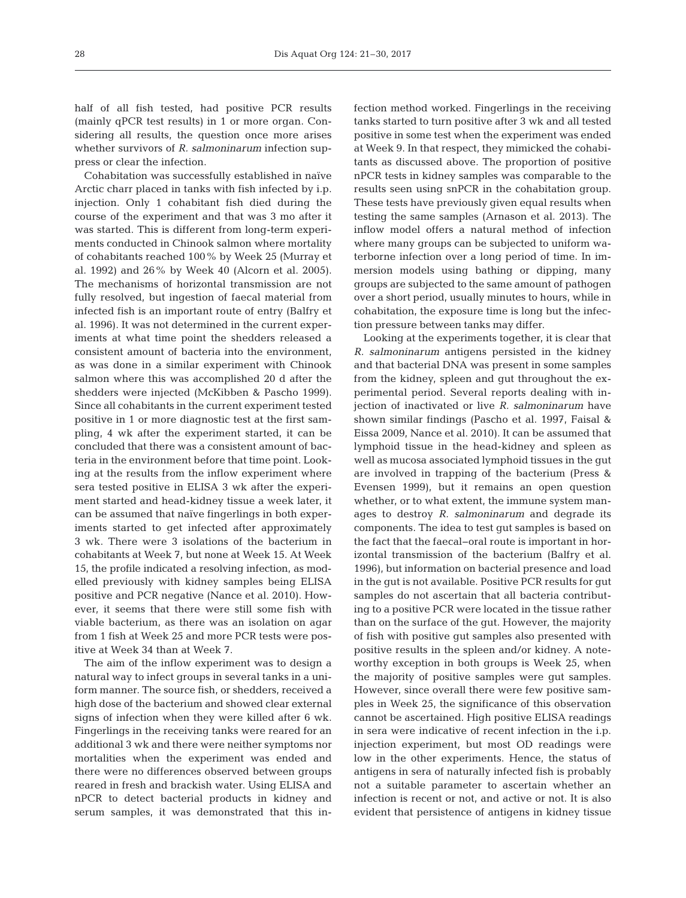half of all fish tested, had positive PCR results (mainly qPCR test results) in 1 or more organ. Considering all results, the question once more arises whether survivors of *R. salmoninarum* infection suppress or clear the infection.

Cohabitation was successfully established in naïve Arctic charr placed in tanks with fish infected by i.p. injection. Only 1 cohabitant fish died during the course of the experiment and that was 3 mo after it was started. This is different from long-term experiments conducted in Chinook salmon where mortality of cohabitants reached 100% by Week 25 (Murray et al. 1992) and 26% by Week 40 (Alcorn et al. 2005). The mechanisms of horizontal transmission are not fully resolved, but ingestion of faecal material from infected fish is an important route of entry (Balfry et al. 1996). It was not determined in the current experiments at what time point the shedders released a consistent amount of bacteria into the environment, as was done in a similar experiment with Chinook salmon where this was accomplished 20 d after the shedders were injected (McKibben & Pascho 1999). Since all cohabitants in the current experiment tested positive in 1 or more diagnostic test at the first sampling, 4 wk after the experiment started, it can be concluded that there was a consistent amount of bacteria in the environment before that time point. Looking at the results from the inflow experiment where sera tested positive in ELISA 3 wk after the experiment started and head-kidney tissue a week later, it can be assumed that naïve fingerlings in both experiments started to get infected after approximately 3 wk. There were 3 isolations of the bacterium in cohabitants at Week 7, but none at Week 15. At Week 15, the profile indicated a resolving infection, as modelled previously with kidney samples being ELISA positive and PCR negative (Nance et al. 2010). However, it seems that there were still some fish with viable bacterium, as there was an isolation on agar from 1 fish at Week 25 and more PCR tests were positive at Week 34 than at Week 7.

The aim of the inflow experiment was to design a natural way to infect groups in several tanks in a uniform manner. The source fish, or shedders, received a high dose of the bacterium and showed clear external signs of infection when they were killed after 6 wk. Fingerlings in the receiving tanks were reared for an additional 3 wk and there were neither symptoms nor mortalities when the experiment was ended and there were no differences observed between groups reared in fresh and brackish water. Using ELISA and nPCR to detect bacterial products in kidney and serum samples, it was demonstrated that this infection method worked. Fingerlings in the receiving tanks started to turn positive after 3 wk and all tested positive in some test when the experiment was ended at Week 9. In that respect, they mimicked the cohabitants as discussed above. The proportion of positive nPCR tests in kidney samples was comparable to the results seen using snPCR in the cohabitation group. These tests have previously given equal results when testing the same samples (Arnason et al. 2013). The inflow model offers a natural method of infection where many groups can be subjected to uniform waterborne infection over a long period of time. In immersion models using bathing or dipping, many groups are subjected to the same amount of pathogen over a short period, usually minutes to hours, while in cohabitation, the exposure time is long but the infection pressure between tanks may differ.

Looking at the experiments together, it is clear that *R. salmoninarum* antigens persisted in the kidney and that bacterial DNA was present in some samples from the kidney, spleen and gut throughout the experimental period. Several reports dealing with injection of inactivated or live *R. salmoninarum* have shown similar findings (Pascho et al. 1997, Faisal & Eissa 2009, Nance et al. 2010). It can be assumed that lymphoid tissue in the head-kidney and spleen as well as mucosa associated lymphoid tissues in the gut are involved in trapping of the bacterium (Press & Evensen 1999), but it remains an open question whether, or to what extent, the immune system manages to destroy *R. salmoninarum* and degrade its components. The idea to test gut samples is based on the fact that the faecal–oral route is important in horizontal transmission of the bacterium (Balfry et al. 1996), but information on bacterial presence and load in the gut is not available. Positive PCR results for gut samples do not ascertain that all bacteria contributing to a positive PCR were located in the tissue rather than on the surface of the gut. However, the majority of fish with positive gut samples also presented with positive results in the spleen and/or kidney. A noteworthy exception in both groups is Week 25, when the majority of positive samples were gut samples. However, since overall there were few positive samples in Week 25, the significance of this observation cannot be ascertained. High positive ELISA readings in sera were indicative of recent infection in the i.p. injection experiment, but most OD readings were low in the other experiments. Hence, the status of antigens in sera of naturally infected fish is probably not a suitable parameter to ascertain whether an infection is recent or not, and active or not. It is also evident that persistence of antigens in kidney tissue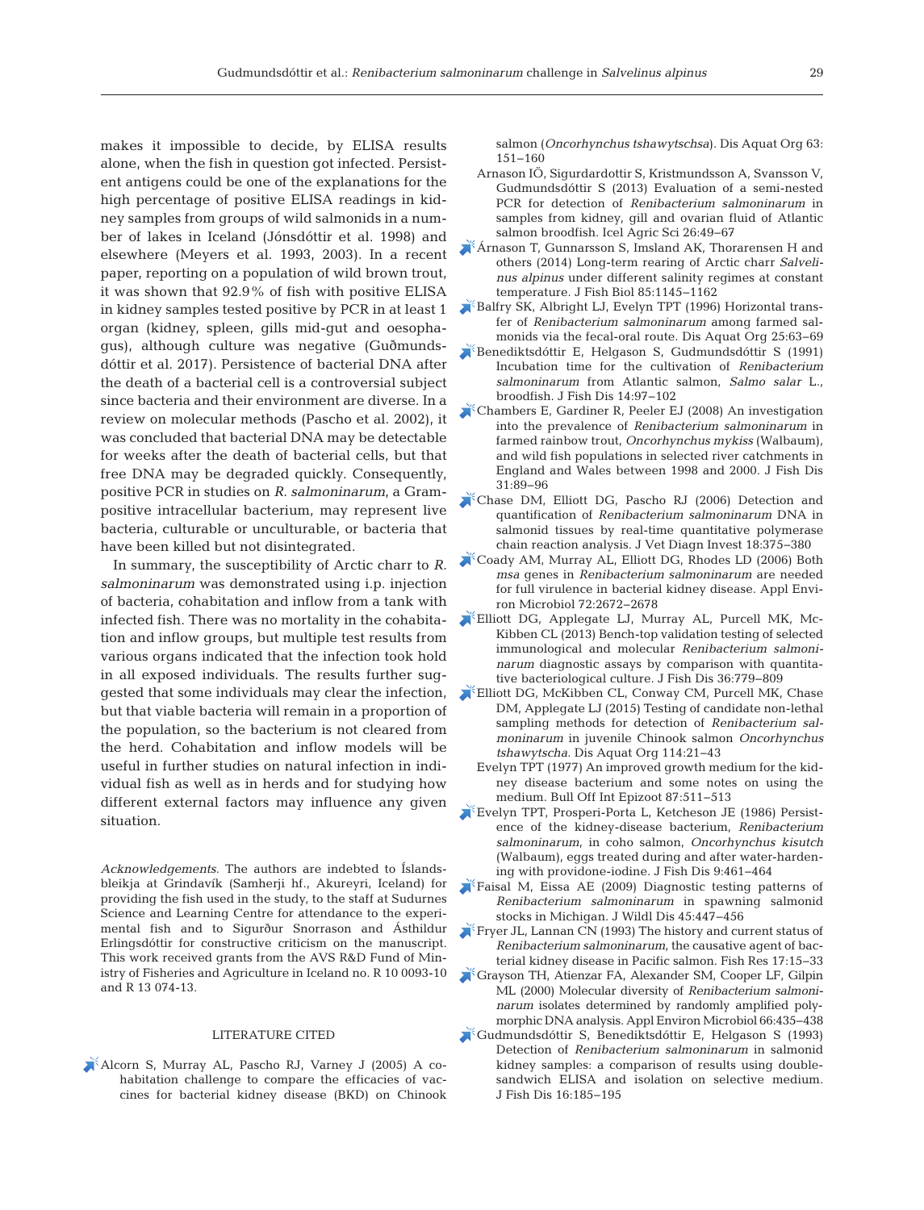makes it impossible to decide, by ELISA results alone, when the fish in question got infected. Persistent antigens could be one of the explanations for the high percentage of positive ELISA readings in kidney samples from groups of wild salmonids in a number of lakes in Iceland (Jónsdóttir et al. 1998) and elsewhere (Meyers et al. 1993, 2003). In a recent paper, reporting on a population of wild brown trout, it was shown that 92.9% of fish with positive ELISA in kidney samples tested positive by PCR in at least 1 organ (kidney, spleen, gills mid-gut and oesophagus), although culture was negative (Guðmundsdóttir et al. 2017). Persistence of bacterial DNA after the death of a bacterial cell is a controversial subject since bacteria and their environment are diverse. In a review on molecular methods (Pascho et al. 2002), it was concluded that bacterial DNA may be detectable for weeks after the death of bacterial cells, but that free DNA may be degraded quickly. Consequently, positive PCR in studies on *R. salmoninarum*, a Gram-positive intracellular bacterium, may represent live bacteria, culturable or unculturable, or bacteria that have been killed but not disintegrated.

In summary, the susceptibility of Arctic charr to *R. salmoninarum* was demonstrated using i.p. injection of bacteria, cohabitation and inflow from a tank with infected fish. There was no mortality in the cohabitation and inflow groups, but multiple test results from various organs indicated that the infection took hold in all exposed individuals. The results further suggested that some individuals may clear the infection, but that viable bacteria will remain in a proportion of the population, so the bacterium is not cleared from the herd. Cohabitation and inflow models will be useful in further studies on natural infection in individual fish as well as in herds and for studying how different external factors may influence any given situation.

*Acknowledgements*. The authors are indebted to Íslandsbleikja at Grindavík (Samherji hf., Akureyri, Iceland) for providing the fish used in the study, to the staff at Sudurnes Science and Learning Centre for attendance to the experimental fish and to Sigurður Snorrason and Ásthildur Erlingsdóttir for constructive criticism on the manuscript. This work received grants from the AVS R&D Fund of Ministry of Fisheries and Agriculture in Iceland no. R 10 0093-10 and R 13 074-13.

## LITERATURE CITED

Alcorn S, Murray AL, Pascho RJ, Varney J (2005) A cohabitation challenge to compare the efficacies of vaccines for bacterial kidney disease (BKD) on Chinook salmon (*Oncorhynchus tshawytschsa*). Dis Aquat Org 63: 151–160

Arnason IÖ, Sigurdardottir S, Kristmundsson A, Svansson V, Gudmundsdóttir S (2013) Evaluation of a semi-nested PCR for detection of *Renibacterium salmoninarum* in samples from kidney, gill and ovarian fluid of Atlantic salmon broodfish. Icel Agric Sci 26:49–67

Árnason T, Gunnarsson S, Imsland AK, Thorarensen H and others (2014) Long-term rearing of Arctic charr *Salvelinus alpinus* under different salinity regimes at constant temperature. J Fish Biol 85:1145–1162

Balfry SK, Albright LJ, Evelyn TPT (1996) Horizontal transfer of *Renibacterium salmoninarum* among farmed salmonids via the fecal-oral route. Dis Aquat Org 25:63–69

Benediktsdóttir E, Helgason S, Gudmundsdóttir S (1991) Incubation time for the cultivation of *Renibacterium salmoninarum* from Atlantic salmon, *Salmo salar* L., broodfish. J Fish Dis 14:97–102

Chambers E, Gardiner R, Peeler EJ (2008) An investigation into the prevalence of *Renibacterium salmoninarum* in farmed rainbow trout, *Oncorhynchus mykiss* (Walbaum), and wild fish populations in selected river catchments in England and Wales between 1998 and 2000. J Fish Dis 31:89–96

Chase DM, Elliott DG, Pascho RJ (2006) Detection and quantification of *Renibacterium salmoninarum* DNA in salmonid tissues by real-time quantitative polymerase chain reaction analysis. J Vet Diagn Invest 18:375–380

Coady AM, Murray AL, Elliott DG, Rhodes LD (2006) Both *msa* genes in *Renibacterium salmoninarum* are needed for full virulence in bacterial kidney disease. Appl Environ Microbiol 72:2672–2678

Elliott DG, Applegate LJ, Murray AL, Purcell MK, McKibben CL (2013) Bench-top validation testing of selected immunological and molecular *Renibacterium salmoninarum* diagnostic assays by comparison with quantitative bacteriological culture. J Fish Dis 36:779–809

Elliott DG, McKibben CL, Conway CM, Purcell MK, Chase DM, Applegate LJ (2015) Testing of candidate non-lethal sampling methods for detection of *Renibacterium salmoninarum* in juvenile Chinook salmon *Oncorhynchus tshawytscha*. Dis Aquat Org 114:21–43

Evelyn TPT (1977) An improved growth medium for the kidney disease bacterium and some notes on using the medium. Bull Off Int Epizoot 87:511–513

Evelyn TPT, Prosperi-Porta L, Ketcheson JE (1986) Persistence of the kidney-disease bacterium, *Renibacterium salmoninarum*, in coho salmon, *Oncorhynchus kisutch* (Walbaum), eggs treated during and after water-hardening with providone-iodine. J Fish Dis 9:461–464

Faisal M, Eissa AE (2009) Diagnostic testing patterns of *Renibacterium salmoninarum* in spawning salmonid stocks in Michigan. J Wildl Dis 45:447–456

Fryer JL, Lannan CN (1993) The history and current status of *Renibacterium salmoninarum*, the causative agent of bacterial kidney disease in Pacific salmon. Fish Res 17:15–33

Grayson TH, Atienzar FA, Alexander SM, Cooper LF, Gilpin ML (2000) Molecular diversity of *Renibacterium salmoninarum* isolates determined by randomly amplified polymorphic DNA analysis. Appl Environ Microbiol 66:435–438

Gudmundsdóttir S, Benediktsdóttir E, Helgason S (1993) Detection of *Renibacterium salmoninarum* in salmonid kidney samples: a comparison of results using double-sandwich ELISA and isolation on selective medium. J Fish Dis 16:185–195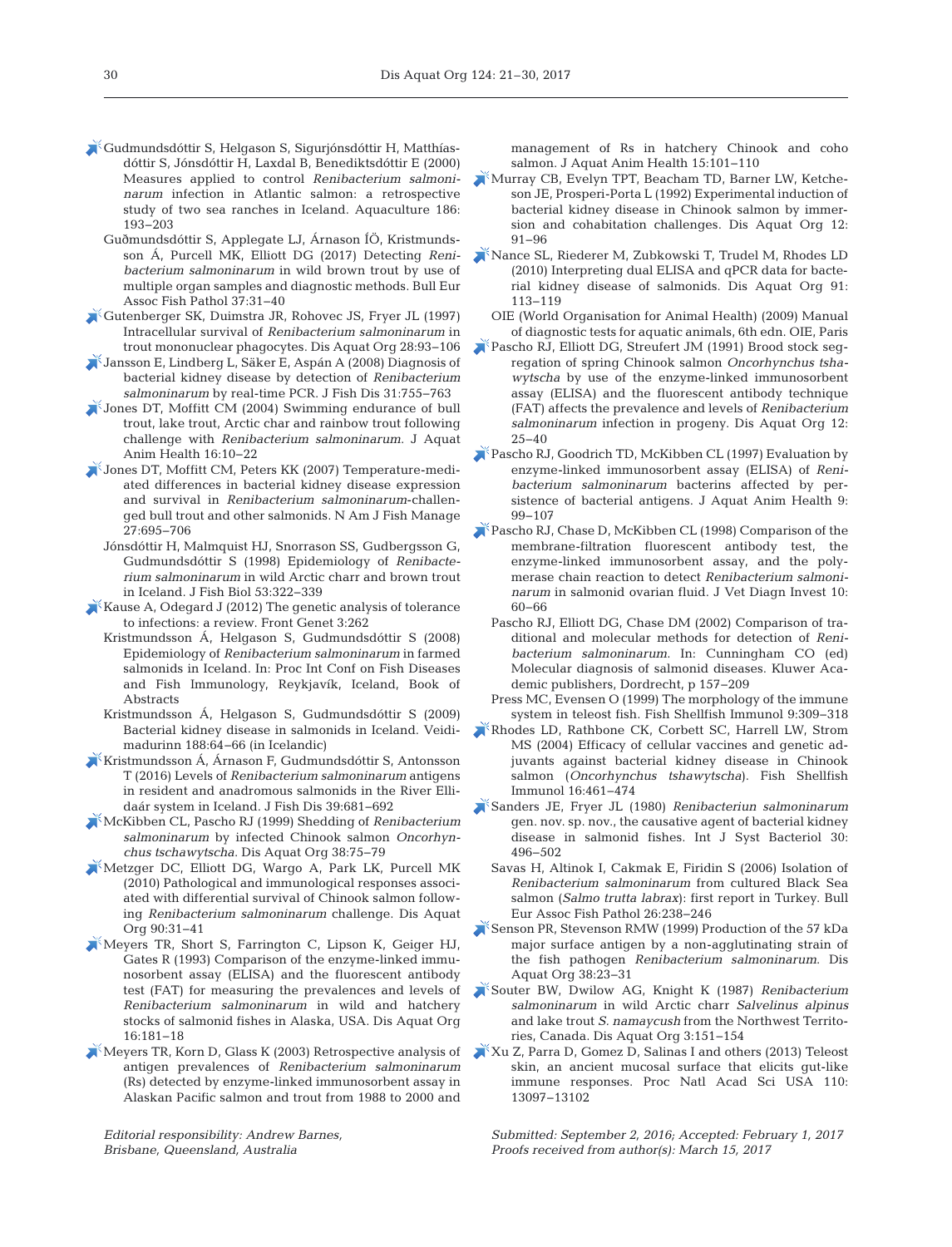Gudmundsdóttir S, Helgason S, Sigurjónsdóttir H, Matthíasdóttir S, Jónsdóttir H, Laxdal B, Benediktsdóttir E (2000) Measures applied to control *Renibacterium salmoninarum* infection in Atlantic salmon: a retrospective study of two sea ranches in Iceland. Aquaculture 186: 193−203

Guðmundsdóttir S, Applegate LJ, Árnason ÍÖ, Kristmundsson Á, Purcell MK, Elliott DG (2017) Detecting *Renibacterium salmoninarum* in wild brown trout by use of multiple organ samples and diagnostic methods. Bull Eur Assoc Fish Pathol 37:31−40

Gutenberger SK, Duimstra JR, Rohovec JS, Fryer JL (1997) Intracellular survival of *Renibacterium salmoninarum* in trout mononuclear phagocytes. Dis Aquat Org 28:93−106

Jansson E, Lindberg L, Säker E, Aspán A (2008) Diagnosis of bacterial kidney disease by detection of *Renibacterium salmoninarum* by real-time PCR. J Fish Dis 31:755−763

Jones DT, Moffitt CM (2004) Swimming endurance of bull trout, lake trout, Arctic char and rainbow trout following challenge with *Renibacterium salmoninarum*. J Aquat Anim Health 16:10−22

Jones DT, Moffitt CM, Peters KK (2007) Temperature-mediated differences in bacterial kidney disease expression and survival in *Renibacterium salmoninarum*-challenged bull trout and other salmonids. N Am J Fish Manage 27:695−706

Jónsdóttir H, Malmquist HJ, Snorrason SS, Gudbergsson G, Gudmundsdóttir S (1998) Epidemiology of *Renibacterium salmoninarum* in wild Arctic charr and brown trout in Iceland. J Fish Biol 53:322−339

Kause A, Odegard J (2012) The genetic analysis of tolerance to infections: a review. Front Genet 3:262

Kristmundsson Á, Helgason S, Gudmundsdóttir S (2008) Epidemiology of *Renibacterium salmoninarum* in farmed salmonids in Iceland. In: Proc Int Conf on Fish Diseases and Fish Immunology, Reykjavík, Iceland, Book of Abstracts

Kristmundsson Á, Helgason S, Gudmundsdóttir S (2009) Bacterial kidney disease in salmonids in Iceland. Veidimadurinn 188:64−66 (in Icelandic)

Kristmundsson Á, Árnason F, Gudmundsdóttir S, Antonsson T (2016) Levels of *Renibacterium salmoninarum* antigens in resident and anadromous salmonids in the River Ellidaár system in Iceland. J Fish Dis 39:681−692

McKibben CL, Pascho RJ (1999) Shedding of *Renibacterium salmoninarum* by infected Chinook salmon *Oncorhynchus tschawytscha*. Dis Aquat Org 38:75−79

Metzger DC, Elliott DG, Wargo A, Park LK, Purcell MK (2010) Pathological and immunological responses associated with differential survival of Chinook salmon following *Renibacterium salmoninarum* challenge. Dis Aquat Org 90:31−41

Meyers TR, Short S, Farrington C, Lipson K, Geiger HJ, Gates R (1993) Comparison of the enzyme-linked immunosorbent assay (ELISA) and the fluorescent antibody test (FAT) for measuring the prevalences and levels of *Renibacterium salmoninarum* in wild and hatchery stocks of salmonid fishes in Alaska, USA. Dis Aquat Org 16:181−18

Meyers TR, Korn D, Glass K (2003) Retrospective analysis of antigen prevalences of *Renibacterium salmoninarum* (Rs) detected by enzyme-linked immunosorbent assay in Alaskan Pacific salmon and trout from 1988 to 2000 and management of Rs in hatchery Chinook and coho salmon. J Aquat Anim Health 15:101−110

Murray CB, Evelyn TPT, Beacham TD, Barner LW, Ketcheson JE, Prosperi-Porta L (1992) Experimental induction of bacterial kidney disease in Chinook salmon by immersion and cohabitation challenges. Dis Aquat Org 12: 91−96

Nance SL, Riederer M, Zubkowski T, Trudel M, Rhodes LD (2010) Interpreting dual ELISA and qPCR data for bacterial kidney disease of salmonids. Dis Aquat Org 91: 113−119

OIE (World Organisation for Animal Health) (2009) Manual of diagnostic tests for aquatic animals, 6th edn. OIE, Paris

Pascho RJ, Elliott DG, Streufert JM (1991) Brood stock segregation of spring Chinook salmon *Oncorhynchus tshawytscha* by use of the enzyme-linked immunosorbent assay (ELISA) and the fluorescent antibody technique (FAT) affects the prevalence and levels of *Renibacterium salmoninarum* infection in progeny. Dis Aquat Org 12: 25−40

Pascho RJ, Goodrich TD, McKibben CL (1997) Evaluation by enzyme-linked immunosorbent assay (ELISA) of *Renibacterium salmoninarum* bacterins affected by persistence of bacterial antigens. J Aquat Anim Health 9: 99−107

Pascho RJ, Chase D, McKibben CL (1998) Comparison of the membrane-filtration fluorescent antibody test, the enzyme-linked immunosorbent assay, and the polymerase chain reaction to detect *Renibacterium salmoninarum* in salmonid ovarian fluid. J Vet Diagn Invest 10: 60−66

Pascho RJ, Elliott DG, Chase DM (2002) Comparison of traditional and molecular methods for detection of *Renibacterium salmoninarum*. In: Cunningham CO (ed) Molecular diagnosis of salmonid diseases. Kluwer Academic publishers, Dordrecht, p 157−209

Press MC, Evensen O (1999) The morphology of the immune system in teleost fish. Fish Shellfish Immunol 9:309−318

Rhodes LD, Rathbone CK, Corbett SC, Harrell LW, Strom MS (2004) Efficacy of cellular vaccines and genetic adjuvants against bacterial kidney disease in Chinook salmon (*Oncorhynchus tshawytscha*). Fish Shellfish Immunol 16:461−474

Sanders JE, Fryer JL (1980) *Renibacteriun salmoninarum* gen. nov. sp. nov., the causative agent of bacterial kidney disease in salmonid fishes. Int J Syst Bacteriol 30: 496−502

Savas H, Altinok I, Cakmak E, Firidin S (2006) Isolation of *Renibacterium salmoninarum* from cultured Black Sea salmon (*Salmo trutta labrax*): first report in Turkey. Bull Eur Assoc Fish Pathol 26:238−246

Senson PR, Stevenson RMW (1999) Production of the 57 kDa major surface antigen by a non-agglutinating strain of the fish pathogen *Renibacterium salmoninarum*. Dis Aquat Org 38:23−31

Souter BW, Dwilow AG, Knight K (1987) *Renibacterium salmoninarum* in wild Arctic charr *Salvelinus alpinus* and lake trout *S. namaycush* from the Northwest Territories, Canada. Dis Aquat Org 3:151−154

Xu Z, Parra D, Gomez D, Salinas I and others (2013) Teleost skin, an ancient mucosal surface that elicits gut-like immune responses. Proc Natl Acad Sci USA 110: 13097−13102

*Editorial responsibility: Andrew Barnes, Brisbane, Queensland, Australia*

*Submitted: September 2, 2016; Accepted: February 1, 2017*
*Proofs received from author(s): March 15, 2017*